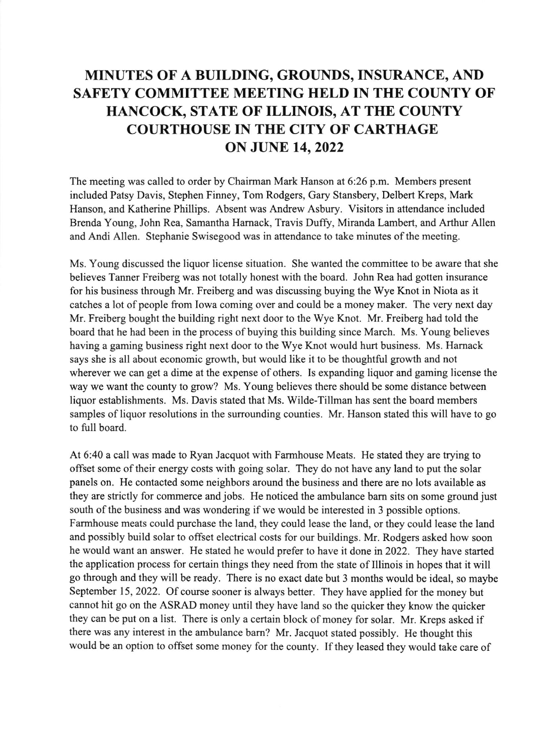# MINUTES OF A BUILDING, GROUNDS, INSURANCE, AND SAFETY COMMITTEE MEETING HELD IN THE COUNTY OF HANCOCK, STATE OF ILLINOIS, AT THE COUNTY COURTHOUSE IN THE CITY OF CARTHAGE ON JUNE 14, 2022

The meeting was called to order by Chairman Mark Hanson at 6:26 p.m. Members present included Patsy Davis, Stephen Finney, Tom Rodgers, Gary Stansbery, Delbert Kreps, Mark Hanson, and Katherine Phillips. Absent was Andrew Asbury. Visitors in attendance included Brenda Young, John Rea, Samantha Harnack, Travis Duffy, Miranda Lambert, and Arthur Allen and Andi Allen. Stephanie Swisegood was in attendance to take minutes of the meeting.

Ms. Young discussed the liquor license situation. She wanted the committee to be aware that she believes Tanner Freiberg was not totally honest with the board. John Rea had gotten insurance for his business through Mr. Freiberg and was discussing buying the Wye Knot in Niota as it catches a lot of people from Iowa coming over and could be a money maker. The very next day Mr. Freiberg bought the building right next door to the Wye Knot. Mr. Freiberg had told the board that he had been in the process of buying this building since March. Ms. Young believes having a gaming business right next door to the Wye Knot would hurt business. Ms. Harnack says she is all about economic growth, but would like it to be thoughtful growth and not wherever we can get a dime at the expense of others. Is expanding liquor and gaming license the way we want the county to grow? Ms. Young believes there should be some distance between liquor establishments. Ms. Davis stated that Ms. Wilde-Tillman has sent the board members samples of liquor resolutions in the surrounding counties. Mr. Hanson stated this will have to go to full board.

At 6:40 a call was made to Ryan Jacquot with Farmhouse Meats. He stated they are trying to offset some of their energy costs with going solar. They do not have any land to put the solar panels on. He contacted some neighbors around the business and there are no lots available as they are strictly for commerce and jobs. He noticed the ambulance barn sits on some ground just south of the business and was wondering if we would be interested in 3 possible options. Farmhouse meats could purchase the land, they could lease the land, or they could lease the land and possibly build solar to offset electrical costs for our buildings. Mr. Rodgers asked how soon he would want an answer. He stated he would prefer to have it done in 2022. They have started the application process for certain things they need from the state of Illinois in hopes that it will go through and they will be ready. There is no exact date but 3 months would be ideal, so maybe September 15, 2022. Of course sooner is always better. They have applied for the money but cannot hit go on the ASRAD money until they have land so the quicker they know the quicker they can be put on a list. There is only a certain block of money for solar. Mr. Kreps asked if there was any interest in the ambulance barn? Mr. Jacquot stated possibly. He thought this would be an option to offset some money for the county. If they leased they would take care of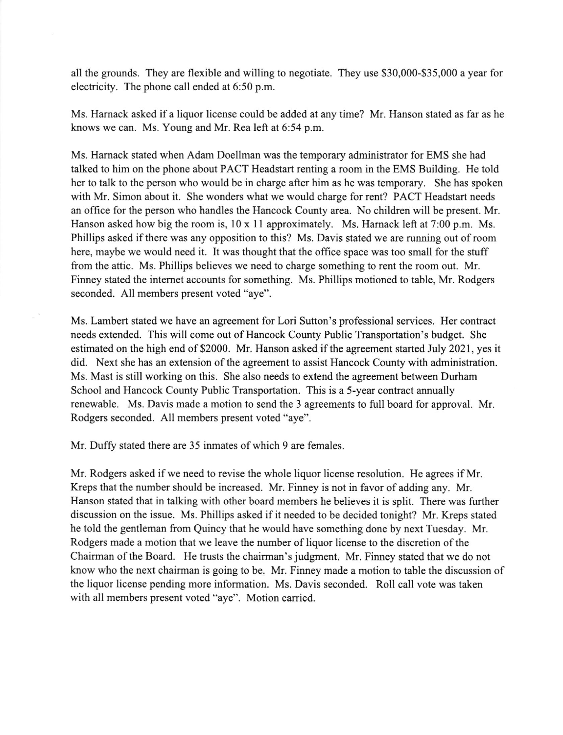all the grounds. They are flexible and willing to negotiate. They use $30,000-$35,000 a year for electricity. The phone call ended at 6:50 p.m.

Ms. Harnack asked if a liquor license could be added at any time? Mr. Hanson stated as far as he knows we can. Ms. Young and Mr. Rea left at 6:54 p.m.

Ms. Harnack stated when Adam Doellman was the temporary administrator for EMS she had talked to him on the phone about PACT Headstart renting a room in the EMS Building. He told her to talk to the person who would be in charge after him as he was temporary. She has spoken with Mr. Simon about it. She wonders what we would charge for rent? PACT Headstart needs an office for the person who handles the Hancock County area. No children will be present. Mr. Hanson asked how big the room is, 10 x 11 approximately. Ms. Harnack left at 7:00 p.m. Ms. Phillips asked if there was any opposition to this? Ms. Davis stated we are running out of room here, maybe we would need it. It was thought that the office space was too small for the stuff from the attic. Ms. Phillips believes we need to charge something to rent the room out. Mr. Finney stated the internet accounts for something. Ms. Phillips motioned to table, Mr. Rodgers seconded. All members present voted "aye".

Ms. Lambert stated we have an agreement for Lori Sutton's professional services. Her contract needs extended. This will come out of Hancock County Public Transportation's budget. She estimated on the high end of $2000. Mr. Hanson asked if the agreement started July 2021, yes it did. Next she has an extension of the agreement to assist Hancock County with administration. Ms. Mast is still working on this. She also needs to extend the agreement between Durham School and Hancock County Public Transportation. This is a 5-year contract annually renewable. Ms. Davis made a motion to send the 3 agreements to full board for approval. Mr. Rodgers seconded. All members present voted "aye".

Mr. Duffy stated there are 35 inmates of which 9 are females.

Mr. Rodgers asked if we need to revise the whole liquor license resolution. He agrees if Mr. Kreps that the number should be increased. Mr. Finney is not in favor of adding any. Mr. Hanson stated that in talking with other board members he believes it is split. There was further discussion on the issue. Ms. Phillips asked if it needed to be decided tonight? Mr. Kreps stated he told the gentleman from Quincy that he would have something done by next Tuesday. Mr. Rodgers made a motion that we leave the number of liquor license to the discretion of the Chairman of the Board. He trusts the chairman's judgment. Mr. Finney stated that we do not know who the next chairman is going to be. Mr. Finney made a motion to table the discussion of the liquor license pending more information. Ms. Davis seconded. Roll call vote was taken with all members present voted "aye". Motion carried.